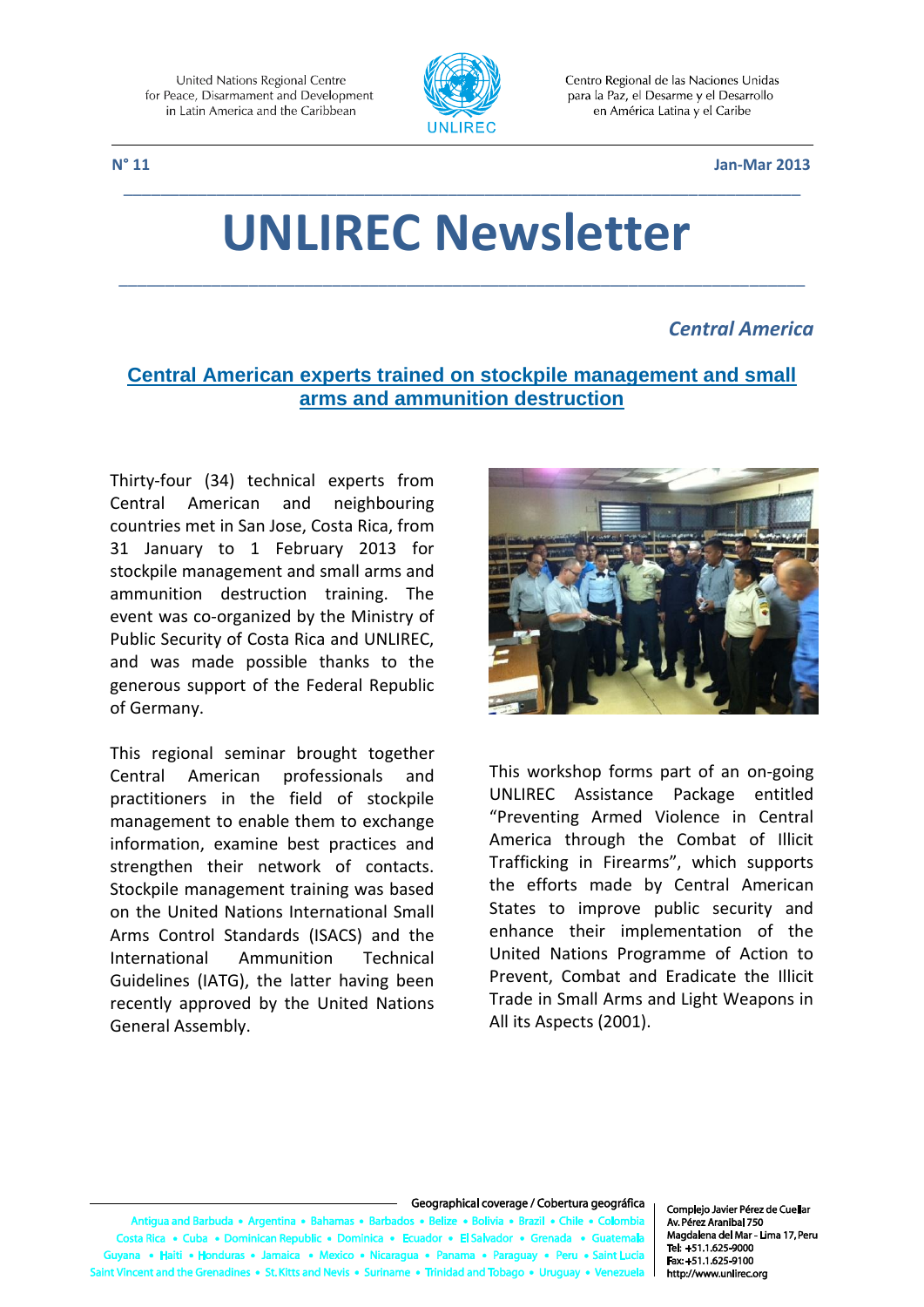United Nations Regional Centre for Peace, Disarmament and Development in Latin America and the Caribbean

Centro Regional de las Naciones Unidas para la Paz, el Desarme y el Desarrollo en América Latina y el Caribe

**N° 11** **Jan-Mar 2013**

# UNLIREC Newsletter

***Central America***

## Central American experts trained on stockpile management and small arms and ammunition destruction

Thirty-four (34) technical experts from Central American and neighbouring countries met in San Jose, Costa Rica, from 31 January to 1 February 2013 for stockpile management and small arms and ammunition destruction training. The event was co-organized by the Ministry of Public Security of Costa Rica and UNLIREC, and was made possible thanks to the generous support of the Federal Republic of Germany.

This regional seminar brought together Central American professionals and practitioners in the field of stockpile management to enable them to exchange information, examine best practices and strengthen their network of contacts. Stockpile management training was based on the United Nations International Small Arms Control Standards (ISACS) and the International Ammunition Technical Guidelines (IATG), the latter having been recently approved by the United Nations General Assembly.

This workshop forms part of an on-going UNLIREC Assistance Package entitled "Preventing Armed Violence in Central America through the Combat of Illicit Trafficking in Firearms", which supports the efforts made by Central American States to improve public security and enhance their implementation of the United Nations Programme of Action to Prevent, Combat and Eradicate the Illicit Trade in Small Arms and Light Weapons in All its Aspects (2001).

Geographical coverage / Cobertura geográfica

Antigua and Barbuda • Argentina • Bahamas • Barbados • Belize • Bolivia • Brazil • Chile • Colombia • Costa Rica • Cuba • Dominican Republic • Dominica • Ecuador • El Salvador • Grenada • Guatemala • Guyana • Haiti • Honduras • Jamaica • Mexico • Nicaragua • Panama • Paraguay • Peru • Saint Lucia • Saint Vincent and the Grenadines • St. Kitts and Nevis • Suriname • Trinidad and Tobago • Uruguay • Venezuela

Complejo Javier Pérez de Cuellar
Av. Pérez Aranibal 750
Magdalena del Mar - Lima 17, Peru
Tel: +51.1.625-9000
Fax: +51.1.625-9100
http://www.unlirec.org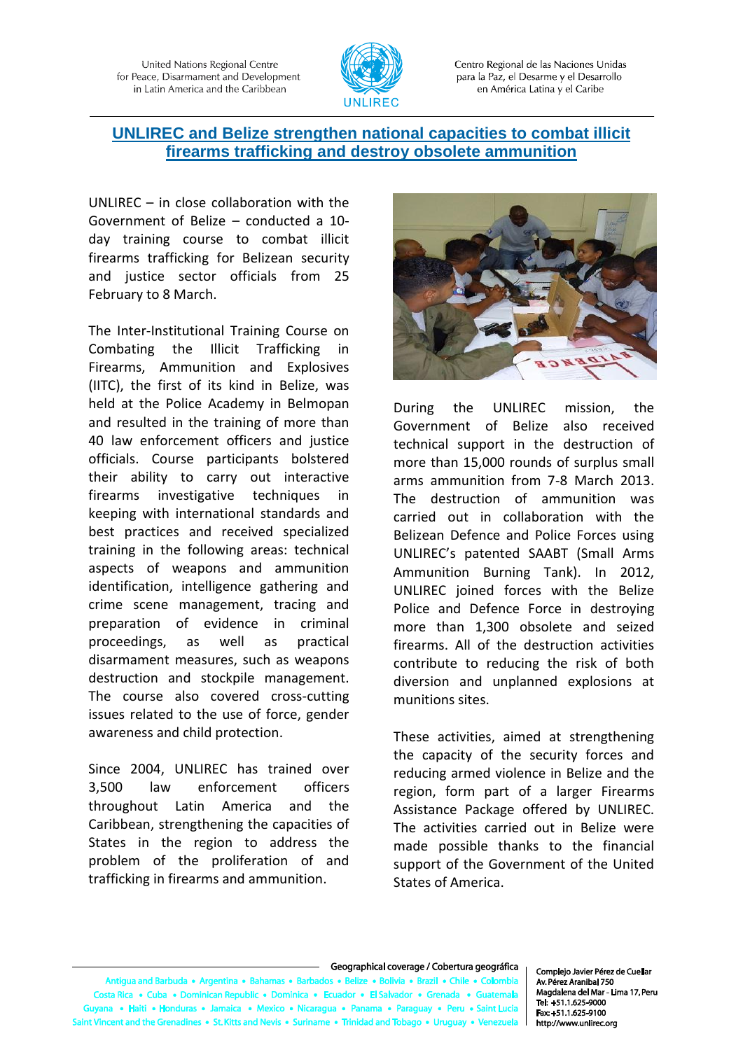## UNLIREC and Belize strengthen national capacities to combat illicit firearms trafficking and destroy obsolete ammunition

UNLIREC – in close collaboration with the Government of Belize – conducted a 10-day training course to combat illicit firearms trafficking for Belizean security and justice sector officials from 25 February to 8 March.

The Inter-Institutional Training Course on Combating the Illicit Trafficking in Firearms, Ammunition and Explosives (IITC), the first of its kind in Belize, was held at the Police Academy in Belmopan and resulted in the training of more than 40 law enforcement officers and justice officials. Course participants bolstered their ability to carry out interactive firearms investigative techniques in keeping with international standards and best practices and received specialized training in the following areas: technical aspects of weapons and ammunition identification, intelligence gathering and crime scene management, tracing and preparation of evidence in criminal proceedings, as well as practical disarmament measures, such as weapons destruction and stockpile management. The course also covered cross-cutting issues related to the use of force, gender awareness and child protection.

Since 2004, UNLIREC has trained over 3,500 law enforcement officers throughout Latin America and the Caribbean, strengthening the capacities of States in the region to address the problem of the proliferation of and trafficking in firearms and ammunition.

During the UNLIREC mission, the Government of Belize also received technical support in the destruction of more than 15,000 rounds of surplus small arms ammunition from 7-8 March 2013. The destruction of ammunition was carried out in collaboration with the Belizean Defence and Police Forces using UNLIREC's patented SAABT (Small Arms Ammunition Burning Tank). In 2012, UNLIREC joined forces with the Belize Police and Defence Force in destroying more than 1,300 obsolete and seized firearms. All of the destruction activities contribute to reducing the risk of both diversion and unplanned explosions at munitions sites.

These activities, aimed at strengthening the capacity of the security forces and reducing armed violence in Belize and the region, form part of a larger Firearms Assistance Package offered by UNLIREC. The activities carried out in Belize were made possible thanks to the financial support of the Government of the United States of America.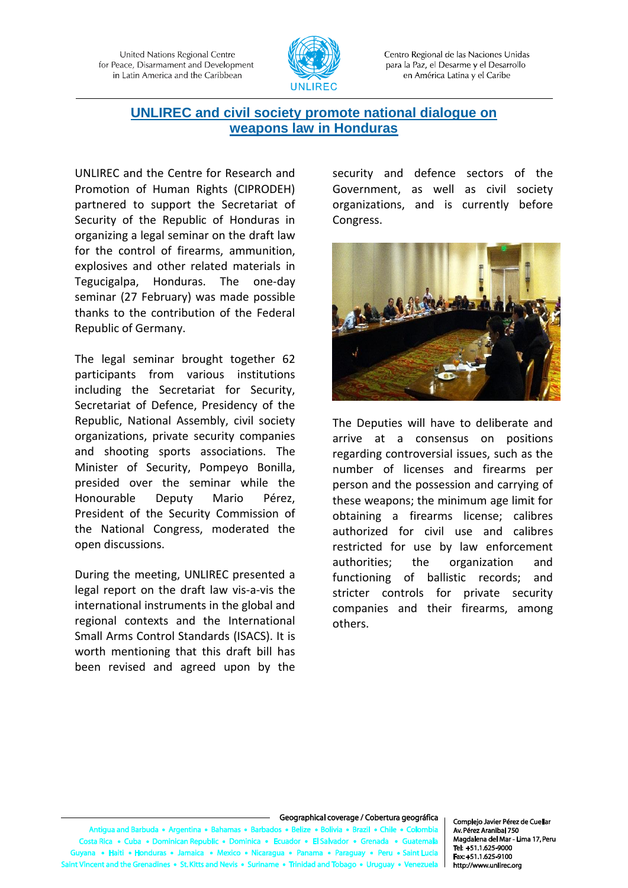# UNLIREC and civil society promote national dialogue on weapons law in Honduras

UNLIREC and the Centre for Research and Promotion of Human Rights (CIPRODEH) partnered to support the Secretariat of Security of the Republic of Honduras in organizing a legal seminar on the draft law for the control of firearms, ammunition, explosives and other related materials in Tegucigalpa, Honduras. The one-day seminar (27 February) was made possible thanks to the contribution of the Federal Republic of Germany.

The legal seminar brought together 62 participants from various institutions including the Secretariat for Security, Secretariat of Defence, Presidency of the Republic, National Assembly, civil society organizations, private security companies and shooting sports associations. The Minister of Security, Pompeyo Bonilla, presided over the seminar while the Honourable Deputy Mario Pérez, President of the Security Commission of the National Congress, moderated the open discussions.

During the meeting, UNLIREC presented a legal report on the draft law vis-a-vis the international instruments in the global and regional contexts and the International Small Arms Control Standards (ISACS). It is worth mentioning that this draft bill has been revised and agreed upon by the security and defence sectors of the Government, as well as civil society organizations, and is currently before Congress.

The Deputies will have to deliberate and arrive at a consensus on positions regarding controversial issues, such as the number of licenses and firearms per person and the possession and carrying of these weapons; the minimum age limit for obtaining a firearms license; calibres authorized for civil use and calibres restricted for use by law enforcement authorities; the organization and functioning of ballistic records; and stricter controls for private security companies and their firearms, among others.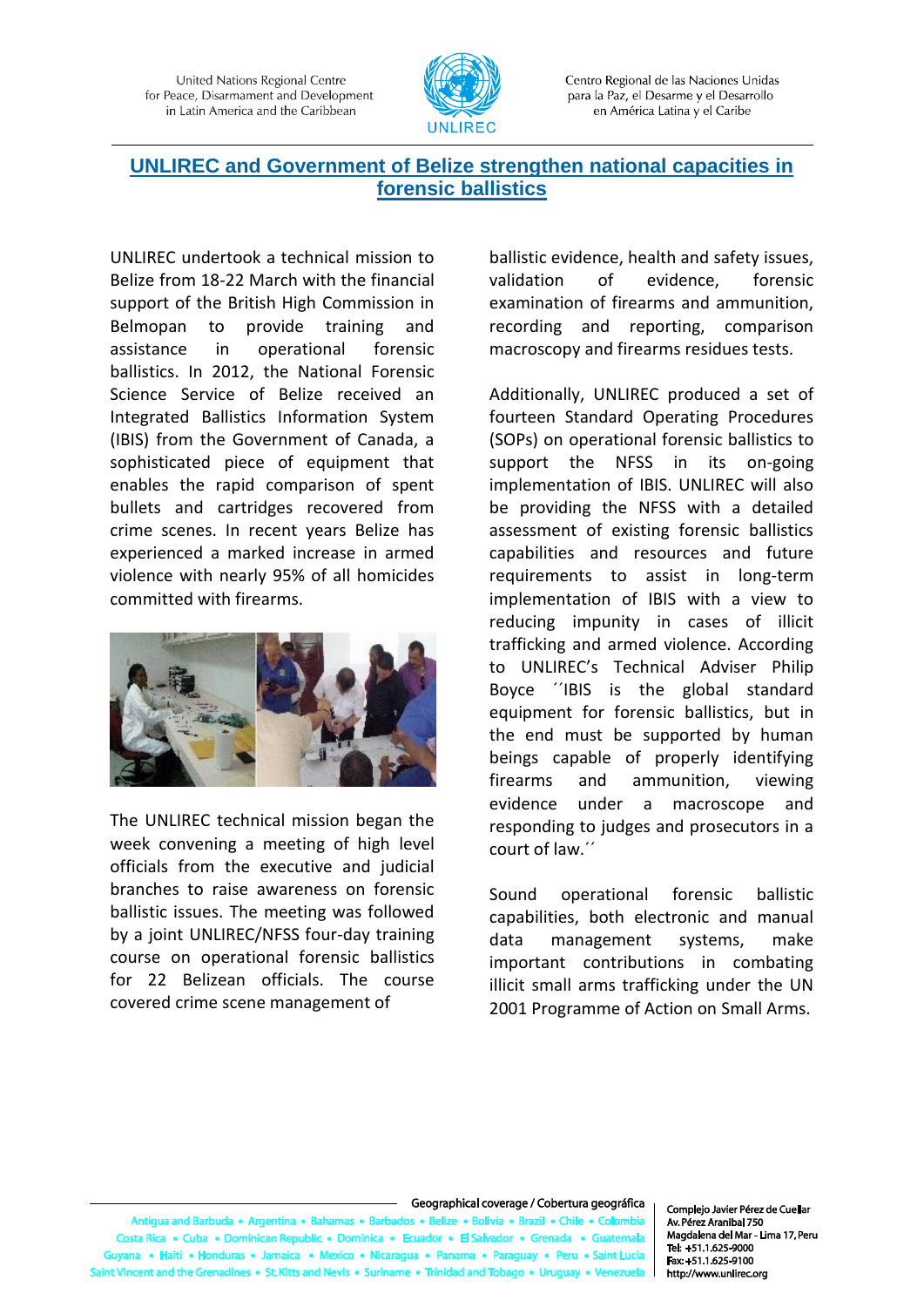# UNLIREC and Government of Belize strengthen national capacities in forensic ballistics

UNLIREC undertook a technical mission to Belize from 18-22 March with the financial support of the British High Commission in Belmopan to provide training and assistance in operational forensic ballistics. In 2012, the National Forensic Science Service of Belize received an Integrated Ballistics Information System (IBIS) from the Government of Canada, a sophisticated piece of equipment that enables the rapid comparison of spent bullets and cartridges recovered from crime scenes. In recent years Belize has experienced a marked increase in armed violence with nearly 95% of all homicides committed with firearms.

The UNLIREC technical mission began the week convening a meeting of high level officials from the executive and judicial branches to raise awareness on forensic ballistic issues. The meeting was followed by a joint UNLIREC/NFSS four-day training course on operational forensic ballistics for 22 Belizean officials. The course covered crime scene management of ballistic evidence, health and safety issues, validation of evidence, forensic examination of firearms and ammunition, recording and reporting, comparison macroscopy and firearms residues tests.

Additionally, UNLIREC produced a set of fourteen Standard Operating Procedures (SOPs) on operational forensic ballistics to support the NFSS in its on-going implementation of IBIS. UNLIREC will also be providing the NFSS with a detailed assessment of existing forensic ballistics capabilities and resources and future requirements to assist in long-term implementation of IBIS with a view to reducing impunity in cases of illicit trafficking and armed violence. According to UNLIREC's Technical Adviser Philip Boyce ´´IBIS is the global standard equipment for forensic ballistics, but in the end must be supported by human beings capable of properly identifying firearms and ammunition, viewing evidence under a macroscope and responding to judges and prosecutors in a court of law.´´

Sound operational forensic ballistic capabilities, both electronic and manual data management systems, make important contributions in combating illicit small arms trafficking under the UN 2001 Programme of Action on Small Arms.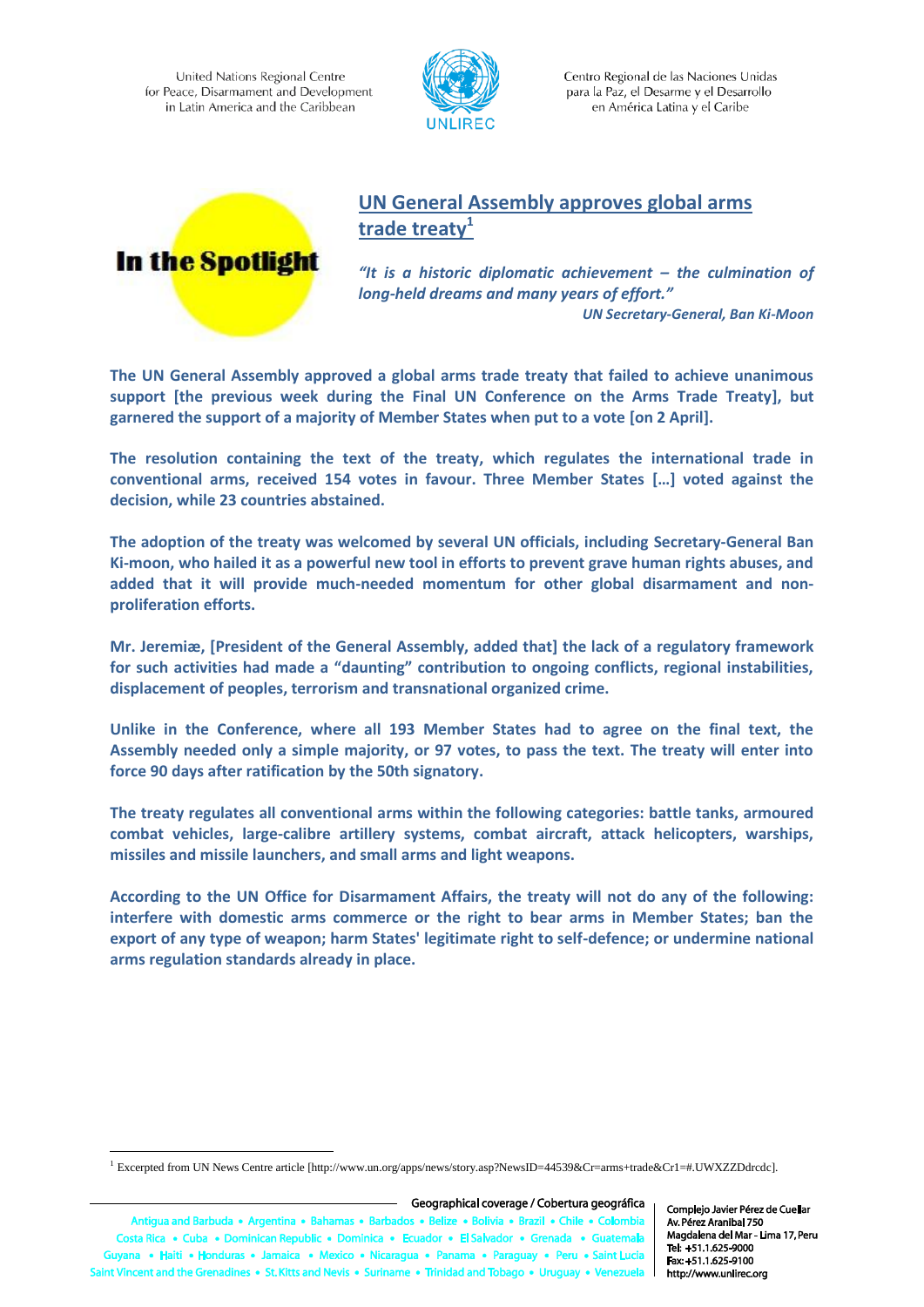In the Spotlight

## UN General Assembly approves global arms trade treaty[1]

*"It is a historic diplomatic achievement – the culmination of long-held dreams and many years of effort."*

***UN Secretary-General, Ban Ki-Moon***

**The UN General Assembly approved a global arms trade treaty that failed to achieve unanimous support [the previous week during the Final UN Conference on the Arms Trade Treaty], but garnered the support of a majority of Member States when put to a vote [on 2 April].**

**The resolution containing the text of the treaty, which regulates the international trade in conventional arms, received 154 votes in favour. Three Member States […] voted against the decision, while 23 countries abstained.**

**The adoption of the treaty was welcomed by several UN officials, including Secretary-General Ban Ki-moon, who hailed it as a powerful new tool in efforts to prevent grave human rights abuses, and added that it will provide much-needed momentum for other global disarmament and non-proliferation efforts.**

**Mr. Jeremiæ, [President of the General Assembly, added that] the lack of a regulatory framework for such activities had made a "daunting" contribution to ongoing conflicts, regional instabilities, displacement of peoples, terrorism and transnational organized crime.**

**Unlike in the Conference, where all 193 Member States had to agree on the final text, the Assembly needed only a simple majority, or 97 votes, to pass the text. The treaty will enter into force 90 days after ratification by the 50th signatory.**

**The treaty regulates all conventional arms within the following categories: battle tanks, armoured combat vehicles, large-calibre artillery systems, combat aircraft, attack helicopters, warships, missiles and missile launchers, and small arms and light weapons.**

**According to the UN Office for Disarmament Affairs, the treaty will not do any of the following: interfere with domestic arms commerce or the right to bear arms in Member States; ban the export of any type of weapon; harm States' legitimate right to self-defence; or undermine national arms regulation standards already in place.**

---

[1] Excerpted from UN News Centre article [http://www.un.org/apps/news/story.asp?NewsID=44539&Cr=arms+trade&Cr1=#.UWXZZDdrcdc].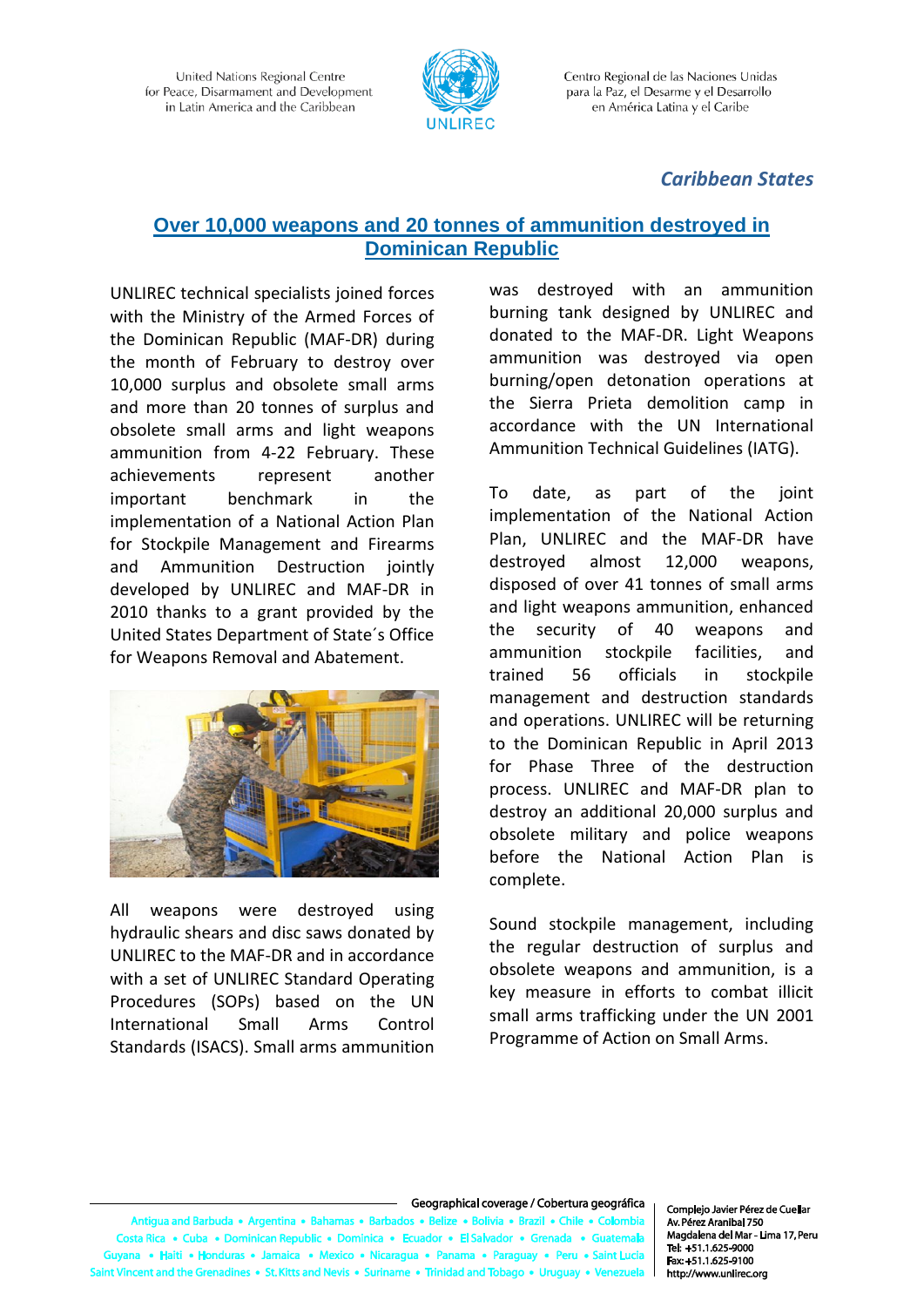*Caribbean States*

## Over 10,000 weapons and 20 tonnes of ammunition destroyed in Dominican Republic

UNLIREC technical specialists joined forces with the Ministry of the Armed Forces of the Dominican Republic (MAF-DR) during the month of February to destroy over 10,000 surplus and obsolete small arms and more than 20 tonnes of surplus and obsolete small arms and light weapons ammunition from 4-22 February. These achievements represent another important benchmark in the implementation of a National Action Plan for Stockpile Management and Firearms and Ammunition Destruction jointly developed by UNLIREC and MAF-DR in 2010 thanks to a grant provided by the United States Department of State´s Office for Weapons Removal and Abatement.

All weapons were destroyed using hydraulic shears and disc saws donated by UNLIREC to the MAF-DR and in accordance with a set of UNLIREC Standard Operating Procedures (SOPs) based on the UN International Small Arms Control Standards (ISACS). Small arms ammunition was destroyed with an ammunition burning tank designed by UNLIREC and donated to the MAF-DR. Light Weapons ammunition was destroyed via open burning/open detonation operations at the Sierra Prieta demolition camp in accordance with the UN International Ammunition Technical Guidelines (IATG).

To date, as part of the joint implementation of the National Action Plan, UNLIREC and the MAF-DR have destroyed almost 12,000 weapons, disposed of over 41 tonnes of small arms and light weapons ammunition, enhanced the security of 40 weapons and ammunition stockpile facilities, and trained 56 officials in stockpile management and destruction standards and operations. UNLIREC will be returning to the Dominican Republic in April 2013 for Phase Three of the destruction process. UNLIREC and MAF-DR plan to destroy an additional 20,000 surplus and obsolete military and police weapons before the National Action Plan is complete.

Sound stockpile management, including the regular destruction of surplus and obsolete weapons and ammunition, is a key measure in efforts to combat illicit small arms trafficking under the UN 2001 Programme of Action on Small Arms.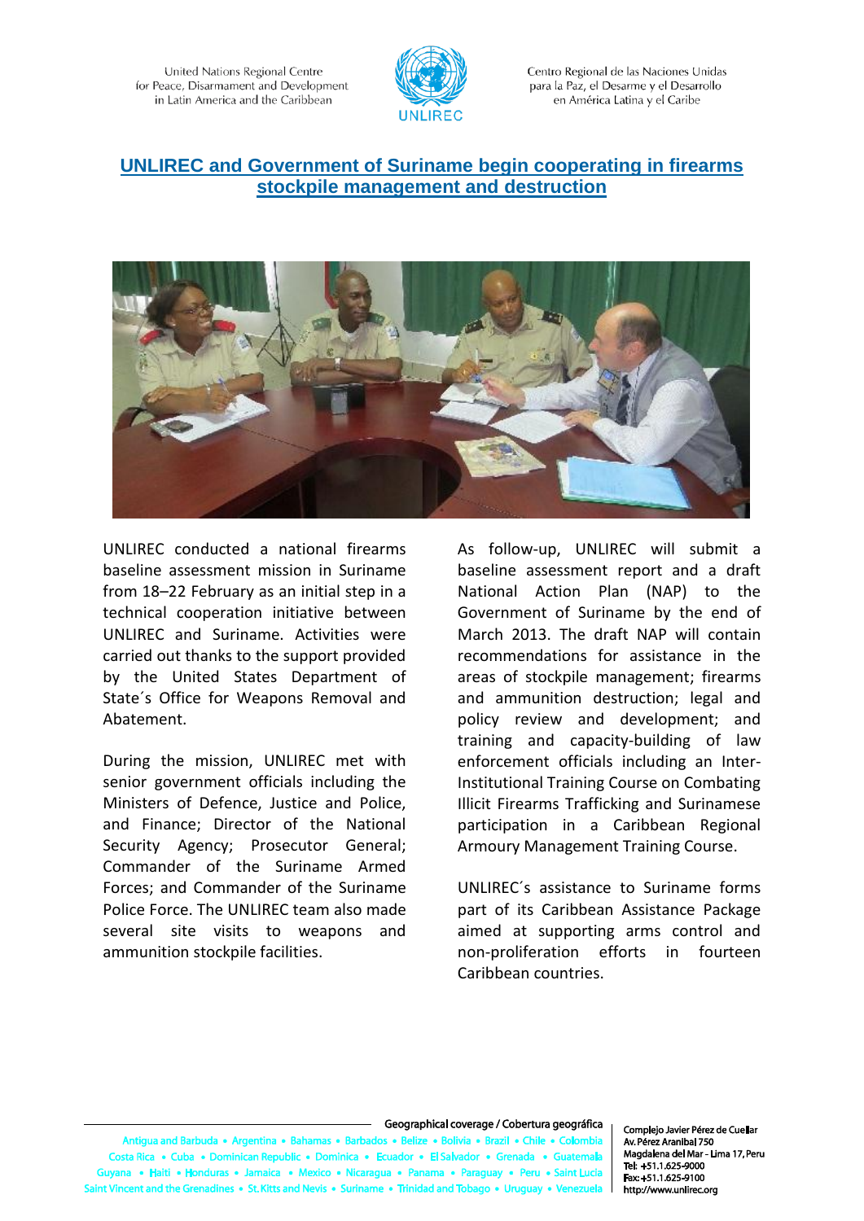United Nations Regional Centre for Peace, Disarmament and Development in Latin America and the Caribbean

Centro Regional de las Naciones Unidas para la Paz, el Desarme y el Desarrollo en América Latina y el Caribe

## UNLIREC and Government of Suriname begin cooperating in firearms stockpile management and destruction

UNLIREC conducted a national firearms baseline assessment mission in Suriname from 18–22 February as an initial step in a technical cooperation initiative between UNLIREC and Suriname. Activities were carried out thanks to the support provided by the United States Department of State´s Office for Weapons Removal and Abatement.

During the mission, UNLIREC met with senior government officials including the Ministers of Defence, Justice and Police, and Finance; Director of the National Security Agency; Prosecutor General; Commander of the Suriname Armed Forces; and Commander of the Suriname Police Force. The UNLIREC team also made several site visits to weapons and ammunition stockpile facilities.

As follow-up, UNLIREC will submit a baseline assessment report and a draft National Action Plan (NAP) to the Government of Suriname by the end of March 2013. The draft NAP will contain recommendations for assistance in the areas of stockpile management; firearms and ammunition destruction; legal and policy review and development; and training and capacity-building of law enforcement officials including an Inter-Institutional Training Course on Combating Illicit Firearms Trafficking and Surinamese participation in a Caribbean Regional Armoury Management Training Course.

UNLIREC´s assistance to Suriname forms part of its Caribbean Assistance Package aimed at supporting arms control and non-proliferation efforts in fourteen Caribbean countries.

Geographical coverage / Cobertura geográfica

Antigua and Barbuda • Argentina • Bahamas • Barbados • Belize • Bolivia • Brazil • Chile • Colombia • Costa Rica • Cuba • Dominican Republic • Dominica • Ecuador • El Salvador • Grenada • Guatemala • Guyana • Haiti • Honduras • Jamaica • Mexico • Nicaragua • Panama • Paraguay • Peru • Saint Lucia • Saint Vincent and the Grenadines • St. Kitts and Nevis • Suriname • Trinidad and Tobago • Uruguay • Venezuela

Complejo Javier Pérez de Cuellar
Av. Pérez Aranibal 750
Magdalena del Mar - Lima 17, Peru
Tel: +51.1.625-9000
Fax: +51.1.625-9100
http://www.unlirec.org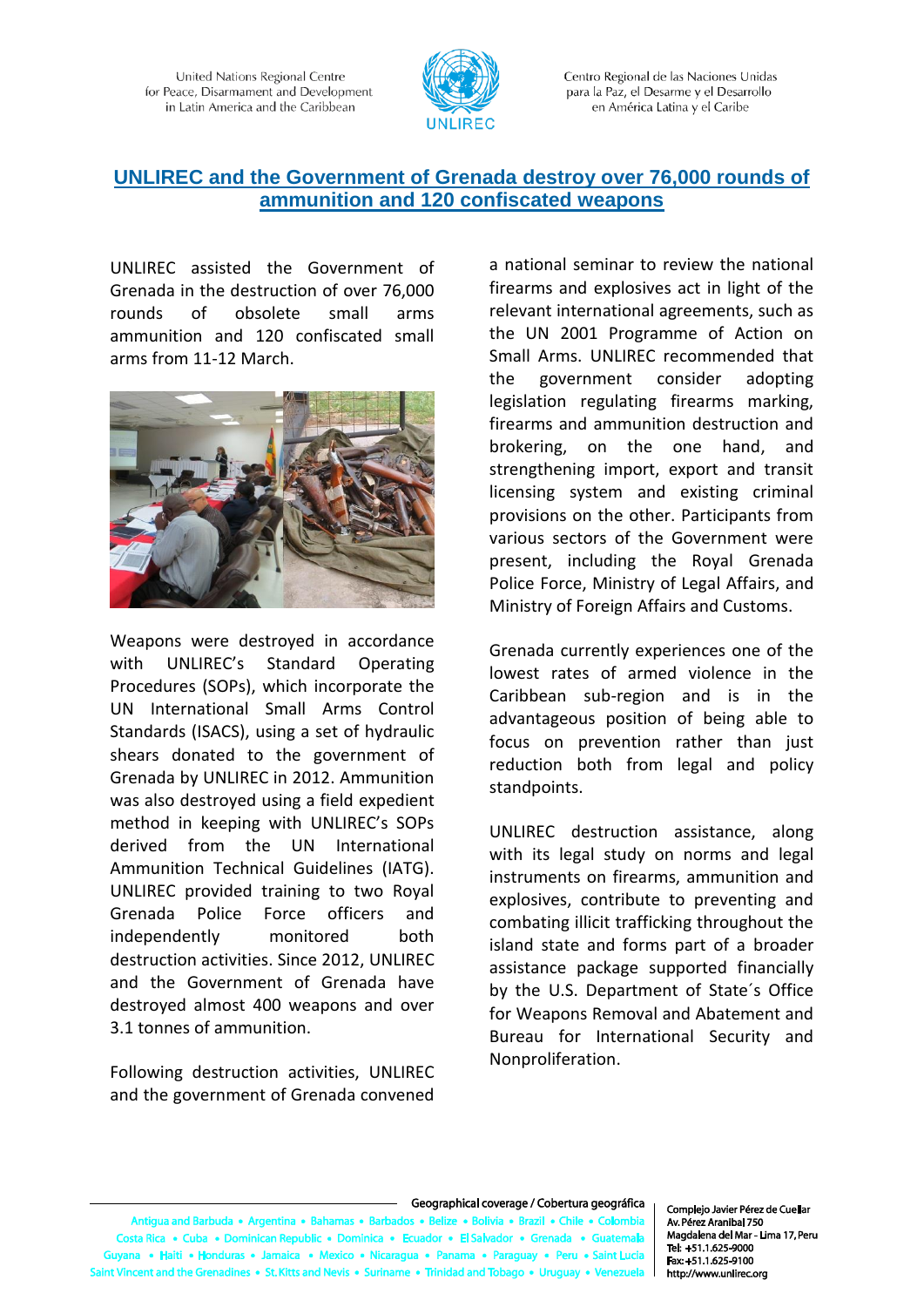## UNLIREC and the Government of Grenada destroy over 76,000 rounds of ammunition and 120 confiscated weapons

UNLIREC assisted the Government of Grenada in the destruction of over 76,000 rounds of obsolete small arms ammunition and 120 confiscated small arms from 11-12 March.

Weapons were destroyed in accordance with UNLIREC's Standard Operating Procedures (SOPs), which incorporate the UN International Small Arms Control Standards (ISACS), using a set of hydraulic shears donated to the government of Grenada by UNLIREC in 2012. Ammunition was also destroyed using a field expedient method in keeping with UNLIREC's SOPs derived from the UN International Ammunition Technical Guidelines (IATG). UNLIREC provided training to two Royal Grenada Police Force officers and independently monitored both destruction activities. Since 2012, UNLIREC and the Government of Grenada have destroyed almost 400 weapons and over 3.1 tonnes of ammunition.

Following destruction activities, UNLIREC and the government of Grenada convened a national seminar to review the national firearms and explosives act in light of the relevant international agreements, such as the UN 2001 Programme of Action on Small Arms. UNLIREC recommended that the government consider adopting legislation regulating firearms marking, firearms and ammunition destruction and brokering, on the one hand, and strengthening import, export and transit licensing system and existing criminal provisions on the other. Participants from various sectors of the Government were present, including the Royal Grenada Police Force, Ministry of Legal Affairs, and Ministry of Foreign Affairs and Customs.

Grenada currently experiences one of the lowest rates of armed violence in the Caribbean sub-region and is in the advantageous position of being able to focus on prevention rather than just reduction both from legal and policy standpoints.

UNLIREC destruction assistance, along with its legal study on norms and legal instruments on firearms, ammunition and explosives, contribute to preventing and combating illicit trafficking throughout the island state and forms part of a broader assistance package supported financially by the U.S. Department of State´s Office for Weapons Removal and Abatement and Bureau for International Security and Nonproliferation.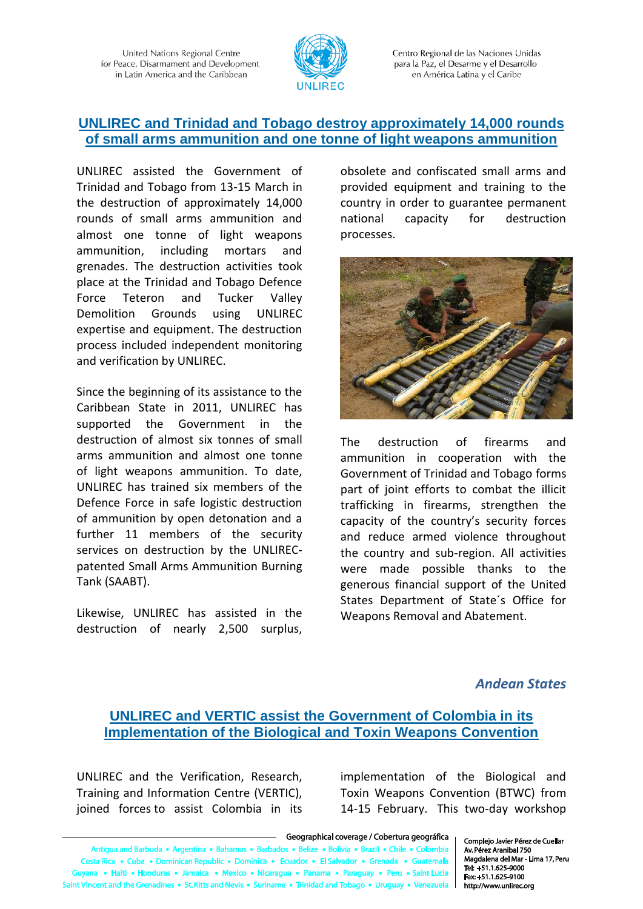## UNLIREC and Trinidad and Tobago destroy approximately 14,000 rounds of small arms ammunition and one tonne of light weapons ammunition

UNLIREC assisted the Government of Trinidad and Tobago from 13-15 March in the destruction of approximately 14,000 rounds of small arms ammunition and almost one tonne of light weapons ammunition, including mortars and grenades. The destruction activities took place at the Trinidad and Tobago Defence Force Teteron and Tucker Valley Demolition Grounds using UNLIREC expertise and equipment. The destruction process included independent monitoring and verification by UNLIREC.

Since the beginning of its assistance to the Caribbean State in 2011, UNLIREC has supported the Government in the destruction of almost six tonnes of small arms ammunition and almost one tonne of light weapons ammunition. To date, UNLIREC has trained six members of the Defence Force in safe logistic destruction of ammunition by open detonation and a further 11 members of the security services on destruction by the UNLIREC-patented Small Arms Ammunition Burning Tank (SAABT).

Likewise, UNLIREC has assisted in the destruction of nearly 2,500 surplus, obsolete and confiscated small arms and provided equipment and training to the country in order to guarantee permanent national capacity for destruction processes.

The destruction of firearms and ammunition in cooperation with the Government of Trinidad and Tobago forms part of joint efforts to combat the illicit trafficking in firearms, strengthen the capacity of the country's security forces and reduce armed violence throughout the country and sub-region. All activities were made possible thanks to the generous financial support of the United States Department of State´s Office for Weapons Removal and Abatement.

*Andean States*

## UNLIREC and VERTIC assist the Government of Colombia in its Implementation of the Biological and Toxin Weapons Convention

UNLIREC and the Verification, Research, Training and Information Centre (VERTIC), joined forces to assist Colombia in its implementation of the Biological and Toxin Weapons Convention (BTWC) from 14-15 February. This two-day workshop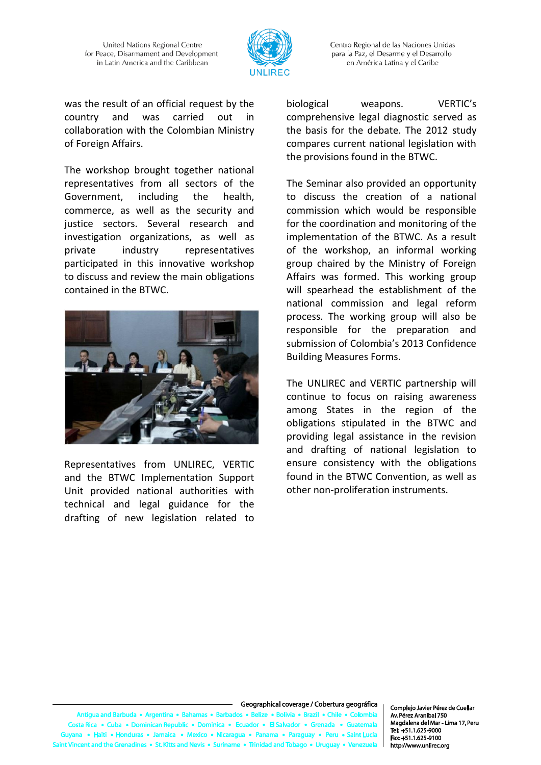was the result of an official request by the country and was carried out in collaboration with the Colombian Ministry of Foreign Affairs.

The workshop brought together national representatives from all sectors of the Government, including the health, commerce, as well as the security and justice sectors. Several research and investigation organizations, as well as private industry representatives participated in this innovative workshop to discuss and review the main obligations contained in the BTWC.

Representatives from UNLIREC, VERTIC and the BTWC Implementation Support Unit provided national authorities with technical and legal guidance for the drafting of new legislation related to biological weapons. VERTIC's comprehensive legal diagnostic served as the basis for the debate. The 2012 study compares current national legislation with the provisions found in the BTWC.

The Seminar also provided an opportunity to discuss the creation of a national commission which would be responsible for the coordination and monitoring of the implementation of the BTWC. As a result of the workshop, an informal working group chaired by the Ministry of Foreign Affairs was formed. This working group will spearhead the establishment of the national commission and legal reform process. The working group will also be responsible for the preparation and submission of Colombia's 2013 Confidence Building Measures Forms.

The UNLIREC and VERTIC partnership will continue to focus on raising awareness among States in the region of the obligations stipulated in the BTWC and providing legal assistance in the revision and drafting of national legislation to ensure consistency with the obligations found in the BTWC Convention, as well as other non-proliferation instruments.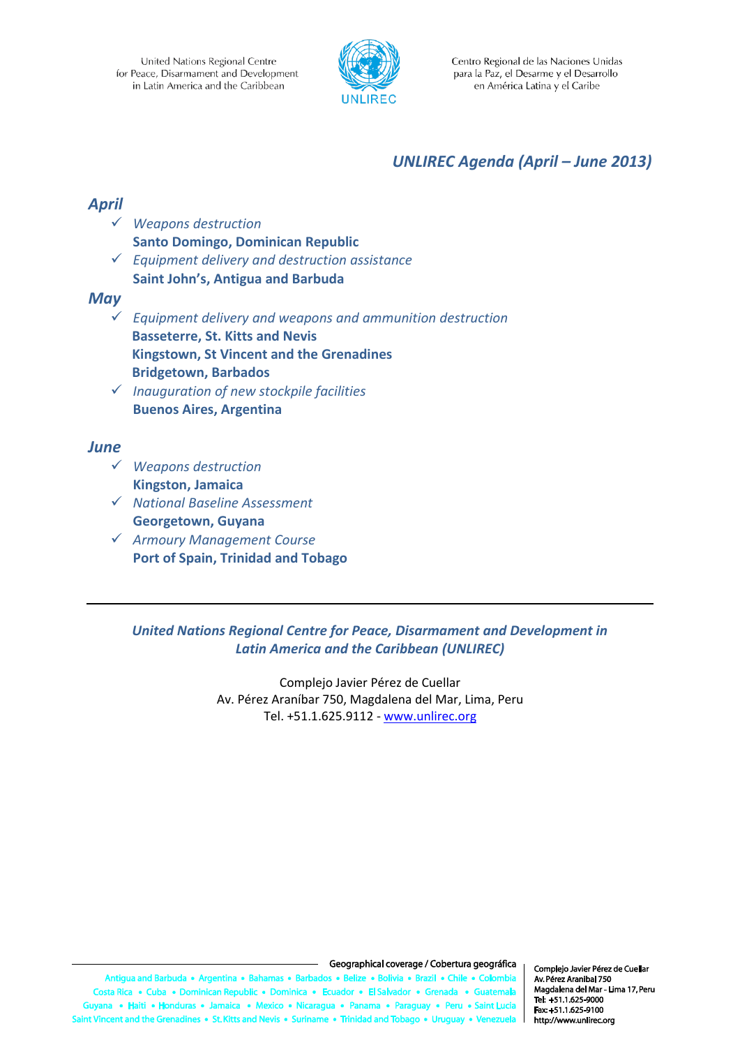United Nations Regional Centre for Peace, Disarmament and Development in Latin America and the Caribbean

Centro Regional de las Naciones Unidas para la Paz, el Desarme y el Desarrollo en América Latina y el Caribe

## *UNLIREC Agenda (April – June 2013)*

### *April*

- ✓ *Weapons destruction*
  **Santo Domingo, Dominican Republic**
- ✓ *Equipment delivery and destruction assistance*
  **Saint John's, Antigua and Barbuda**

### *May*

- ✓ *Equipment delivery and weapons and ammunition destruction*
  **Basseterre, St. Kitts and Nevis**
  **Kingstown, St Vincent and the Grenadines**
  **Bridgetown, Barbados**
- ✓ *Inauguration of new stockpile facilities*
  **Buenos Aires, Argentina**

### *June*

- ✓ *Weapons destruction*
  **Kingston, Jamaica**
- ✓ *National Baseline Assessment*
  **Georgetown, Guyana**
- ✓ *Armoury Management Course*
  **Port of Spain, Trinidad and Tobago**

---

***United Nations Regional Centre for Peace, Disarmament and Development in Latin America and the Caribbean (UNLIREC)***

Complejo Javier Pérez de Cuellar
Av. Pérez Aranibar 750, Magdalena del Mar, Lima, Peru
Tel. +51.1.625.9112 - www.unlirec.org

Geographical coverage / Cobertura geográfica

Antigua and Barbuda • Argentina • Bahamas • Barbados • Belize • Bolivia • Brazil • Chile • Colombia • Costa Rica • Cuba • Dominican Republic • Dominica • Ecuador • El Salvador • Grenada • Guatemala • Guyana • Haiti • Honduras • Jamaica • Mexico • Nicaragua • Panama • Paraguay • Peru • Saint Lucia • Saint Vincent and the Grenadines • St. Kitts and Nevis • Suriname • Trinidad and Tobago • Uruguay • Venezuela

Complejo Javier Pérez de Cuellar
Av. Pérez Aranibal 750
Magdalena del Mar - Lima 17, Peru
Tel: +51.1.625-9000
Fax: +51.1.625-9100
http://www.unlirec.org